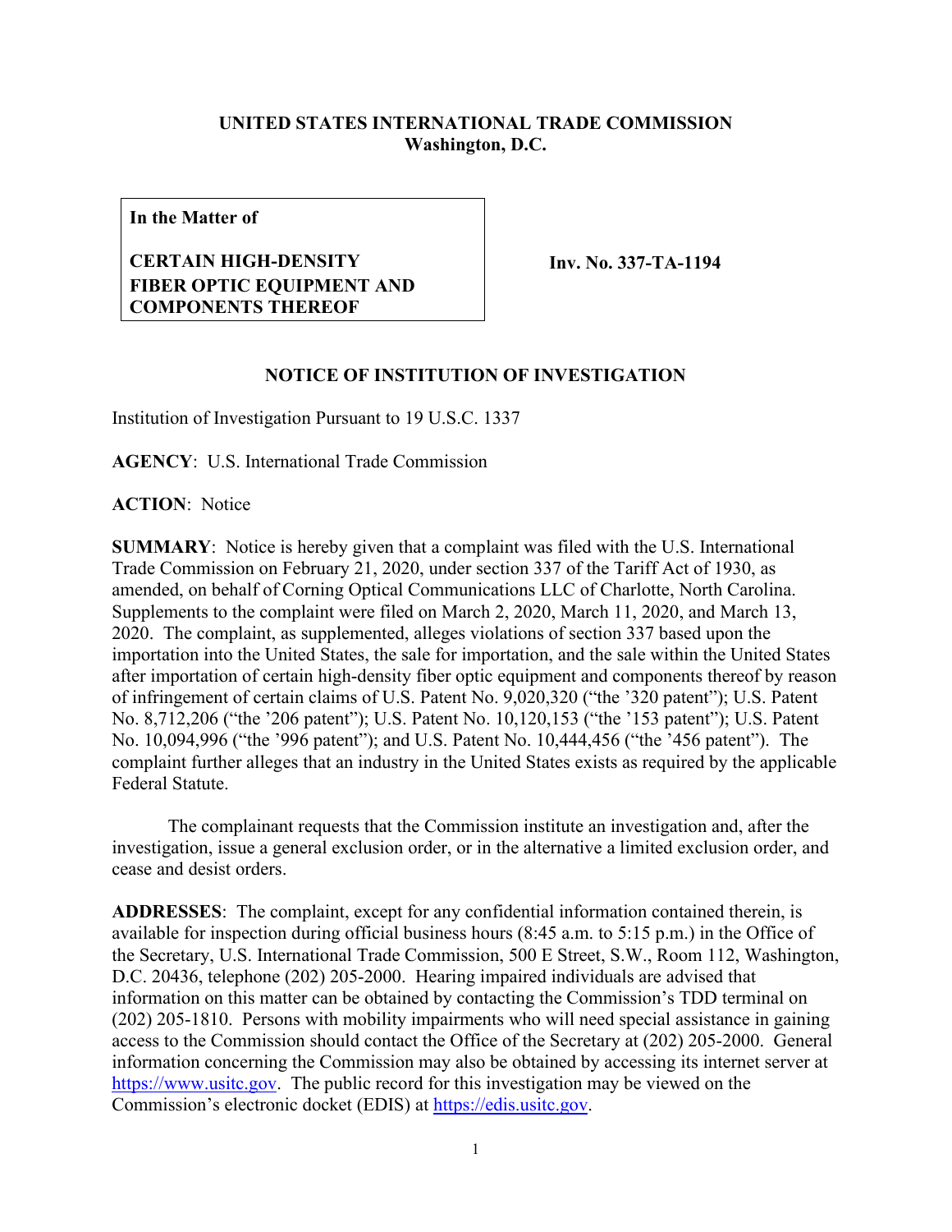**UNITED STATES INTERNATIONAL TRADE COMMISSION**
**Washington, D.C.**

| **In the Matter of** <br><br> **CERTAIN HIGH-DENSITY FIBER OPTIC EQUIPMENT AND COMPONENTS THEREOF** | **Inv. No. 337-TA-1194** |
|---|---|

## NOTICE OF INSTITUTION OF INVESTIGATION

Institution of Investigation Pursuant to 19 U.S.C. 1337

**AGENCY**: U.S. International Trade Commission

**ACTION**: Notice

**SUMMARY**: Notice is hereby given that a complaint was filed with the U.S. International Trade Commission on February 21, 2020, under section 337 of the Tariff Act of 1930, as amended, on behalf of Corning Optical Communications LLC of Charlotte, North Carolina. Supplements to the complaint were filed on March 2, 2020, March 11, 2020, and March 13, 2020. The complaint, as supplemented, alleges violations of section 337 based upon the importation into the United States, the sale for importation, and the sale within the United States after importation of certain high-density fiber optic equipment and components thereof by reason of infringement of certain claims of U.S. Patent No. 9,020,320 ("the '320 patent"); U.S. Patent No. 8,712,206 ("the '206 patent"); U.S. Patent No. 10,120,153 ("the '153 patent"); U.S. Patent No. 10,094,996 ("the '996 patent"); and U.S. Patent No. 10,444,456 ("the '456 patent"). The complaint further alleges that an industry in the United States exists as required by the applicable Federal Statute.

The complainant requests that the Commission institute an investigation and, after the investigation, issue a general exclusion order, or in the alternative a limited exclusion order, and cease and desist orders.

**ADDRESSES**: The complaint, except for any confidential information contained therein, is available for inspection during official business hours (8:45 a.m. to 5:15 p.m.) in the Office of the Secretary, U.S. International Trade Commission, 500 E Street, S.W., Room 112, Washington, D.C. 20436, telephone (202) 205-2000. Hearing impaired individuals are advised that information on this matter can be obtained by contacting the Commission's TDD terminal on (202) 205-1810. Persons with mobility impairments who will need special assistance in gaining access to the Commission should contact the Office of the Secretary at (202) 205-2000. General information concerning the Commission may also be obtained by accessing its internet server at https://www.usitc.gov. The public record for this investigation may be viewed on the Commission's electronic docket (EDIS) at https://edis.usitc.gov.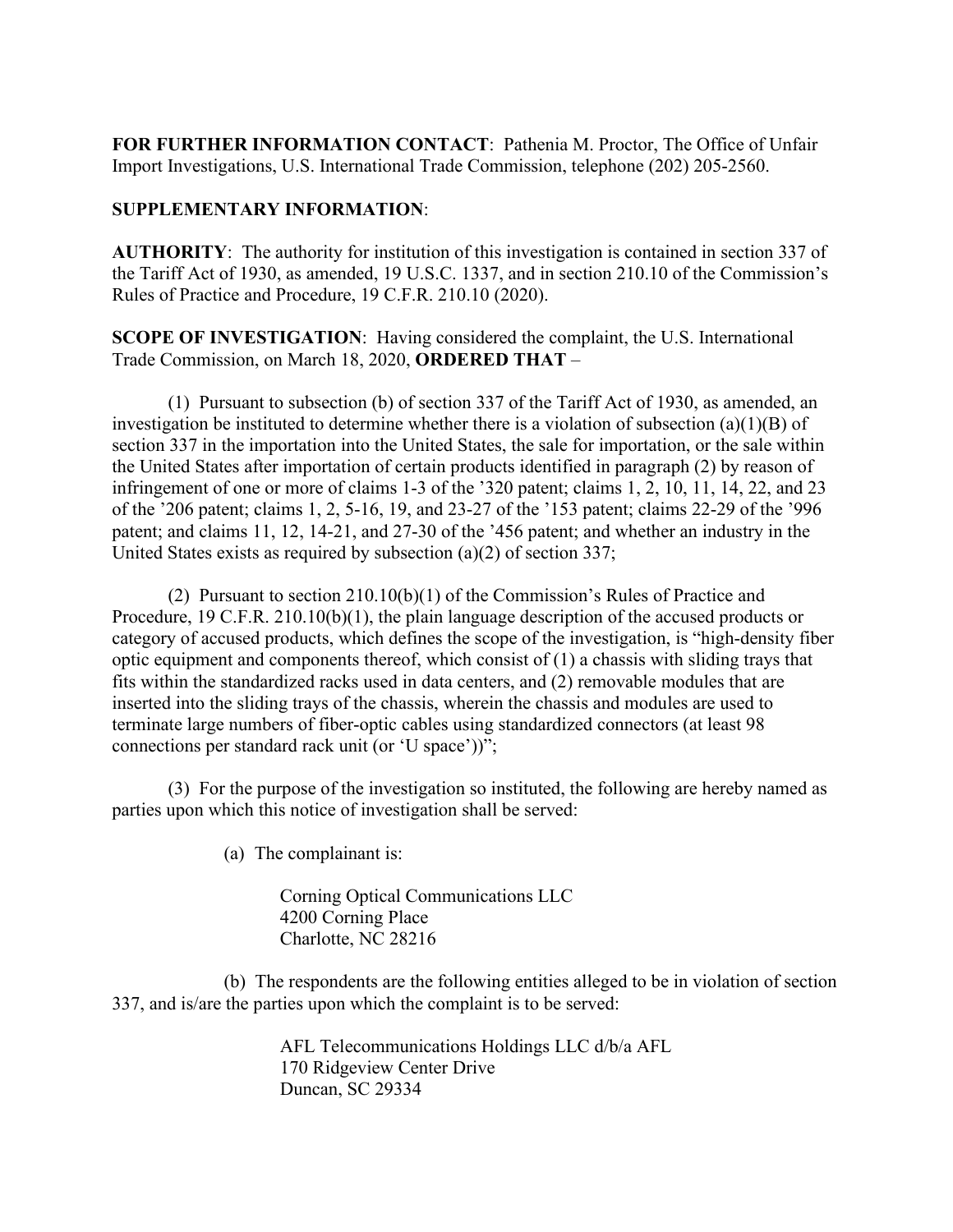**FOR FURTHER INFORMATION CONTACT**: Pathenia M. Proctor, The Office of Unfair Import Investigations, U.S. International Trade Commission, telephone (202) 205-2560.

**SUPPLEMENTARY INFORMATION**:

**AUTHORITY**: The authority for institution of this investigation is contained in section 337 of the Tariff Act of 1930, as amended, 19 U.S.C. 1337, and in section 210.10 of the Commission's Rules of Practice and Procedure, 19 C.F.R. 210.10 (2020).

**SCOPE OF INVESTIGATION**: Having considered the complaint, the U.S. International Trade Commission, on March 18, 2020, **ORDERED THAT** –

(1) Pursuant to subsection (b) of section 337 of the Tariff Act of 1930, as amended, an investigation be instituted to determine whether there is a violation of subsection (a)(1)(B) of section 337 in the importation into the United States, the sale for importation, or the sale within the United States after importation of certain products identified in paragraph (2) by reason of infringement of one or more of claims 1-3 of the '320 patent; claims 1, 2, 10, 11, 14, 22, and 23 of the '206 patent; claims 1, 2, 5-16, 19, and 23-27 of the '153 patent; claims 22-29 of the '996 patent; and claims 11, 12, 14-21, and 27-30 of the '456 patent; and whether an industry in the United States exists as required by subsection (a)(2) of section 337;

(2) Pursuant to section 210.10(b)(1) of the Commission's Rules of Practice and Procedure, 19 C.F.R. 210.10(b)(1), the plain language description of the accused products or category of accused products, which defines the scope of the investigation, is "high-density fiber optic equipment and components thereof, which consist of (1) a chassis with sliding trays that fits within the standardized racks used in data centers, and (2) removable modules that are inserted into the sliding trays of the chassis, wherein the chassis and modules are used to terminate large numbers of fiber-optic cables using standardized connectors (at least 98 connections per standard rack unit (or 'U space'))";

(3) For the purpose of the investigation so instituted, the following are hereby named as parties upon which this notice of investigation shall be served:

(a) The complainant is:

Corning Optical Communications LLC
4200 Corning Place
Charlotte, NC 28216

(b) The respondents are the following entities alleged to be in violation of section 337, and is/are the parties upon which the complaint is to be served:

AFL Telecommunications Holdings LLC d/b/a AFL
170 Ridgeview Center Drive
Duncan, SC 29334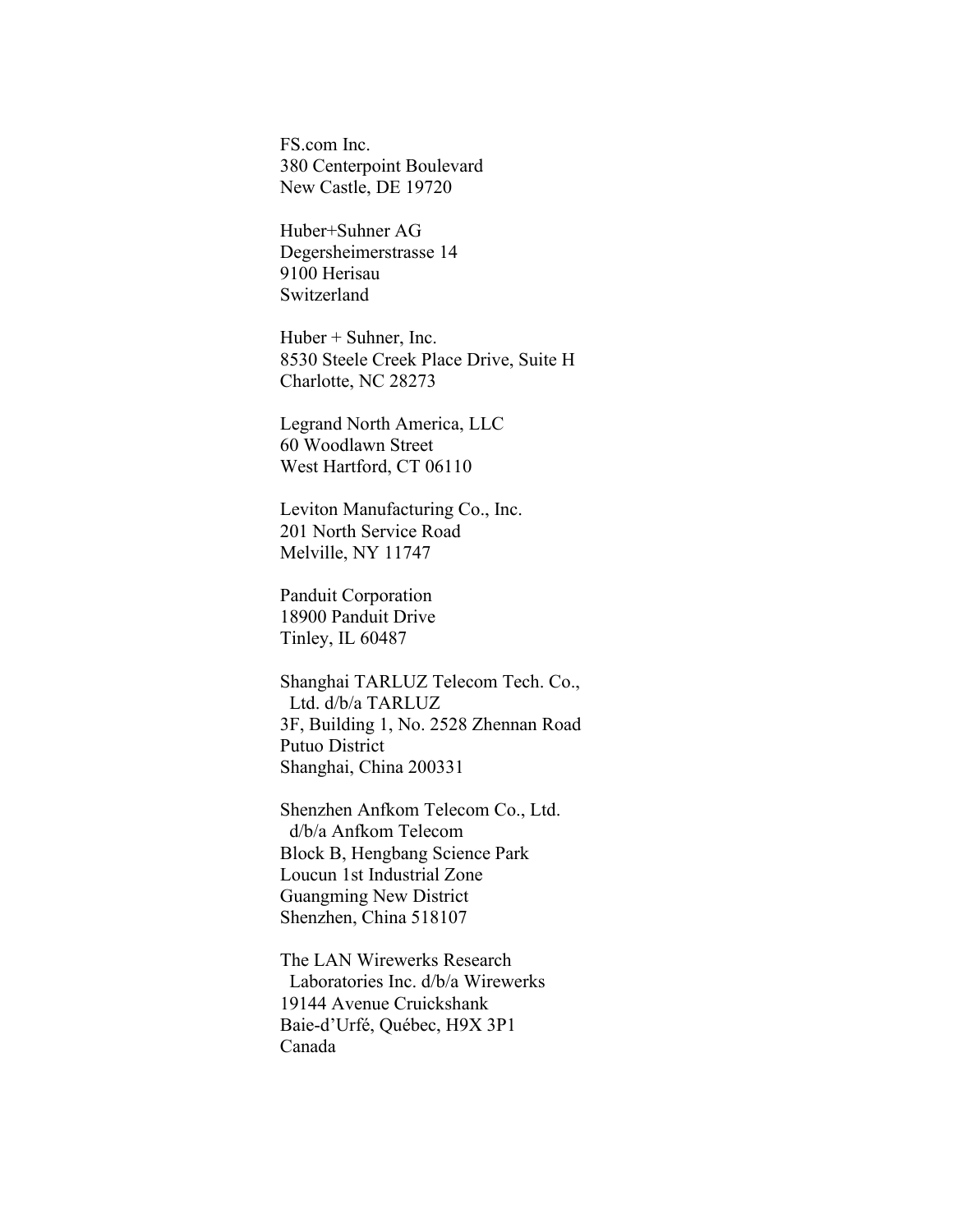FS.com Inc.
380 Centerpoint Boulevard
New Castle, DE 19720

Huber+Suhner AG
Degersheimerstrasse 14
9100 Herisau
Switzerland

Huber + Suhner, Inc.
8530 Steele Creek Place Drive, Suite H
Charlotte, NC 28273

Legrand North America, LLC
60 Woodlawn Street
West Hartford, CT 06110

Leviton Manufacturing Co., Inc.
201 North Service Road
Melville, NY 11747

Panduit Corporation
18900 Panduit Drive
Tinley, IL 60487

Shanghai TARLUZ Telecom Tech. Co.,
Ltd. d/b/a TARLUZ
3F, Building 1, No. 2528 Zhennan Road
Putuo District
Shanghai, China 200331

Shenzhen Anfkom Telecom Co., Ltd.
d/b/a Anfkom Telecom
Block B, Hengbang Science Park
Loucun 1st Industrial Zone
Guangming New District
Shenzhen, China 518107

The LAN Wirewerks Research
Laboratories Inc. d/b/a Wirewerks
19144 Avenue Cruickshank
Baie-d'Urfé, Québec, H9X 3P1
Canada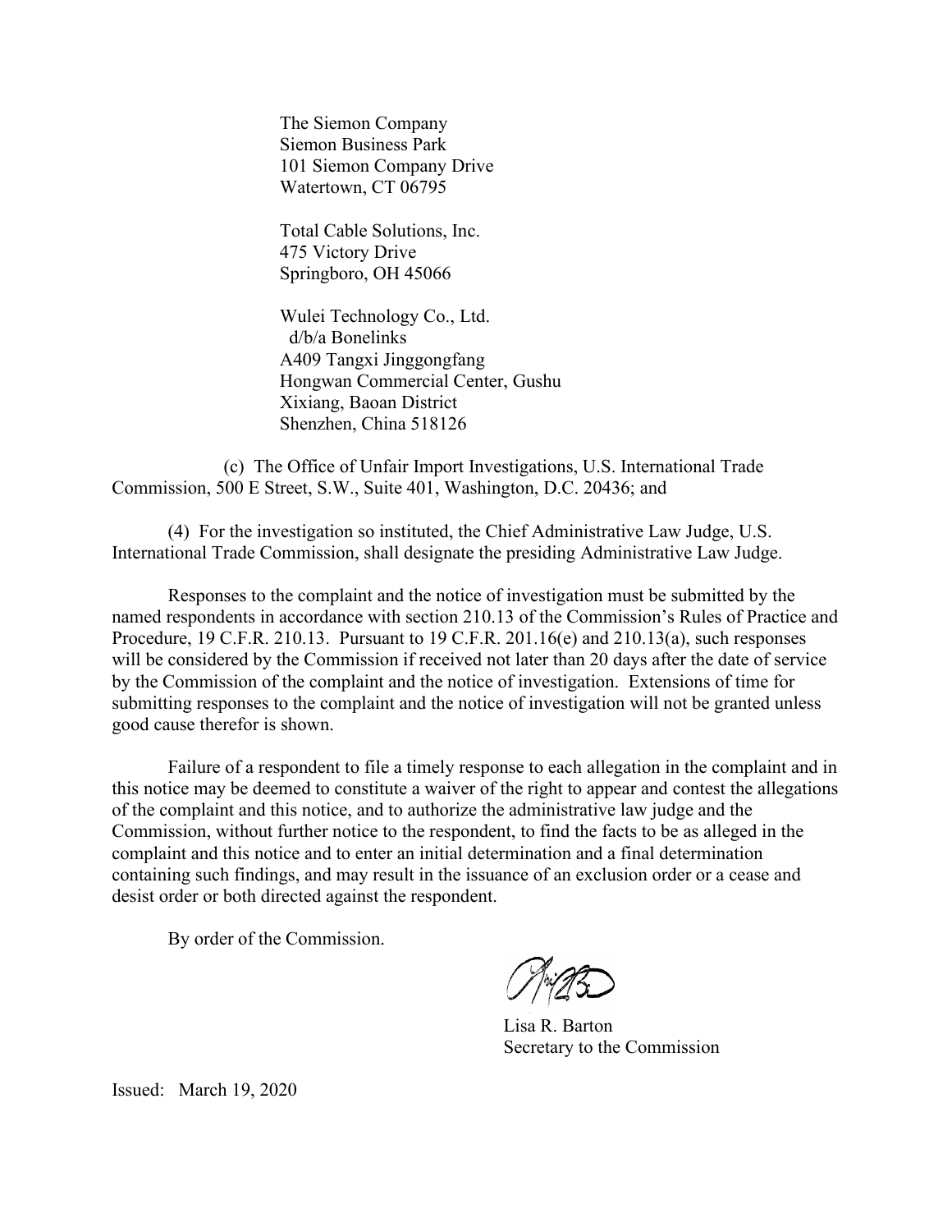The Siemon Company
Siemon Business Park
101 Siemon Company Drive
Watertown, CT 06795

Total Cable Solutions, Inc.
475 Victory Drive
Springboro, OH 45066

Wulei Technology Co., Ltd.
d/b/a Bonelinks
A409 Tangxi Jinggongfang
Hongwan Commercial Center, Gushu
Xixiang, Baoan District
Shenzhen, China 518126

(c) The Office of Unfair Import Investigations, U.S. International Trade Commission, 500 E Street, S.W., Suite 401, Washington, D.C. 20436; and

(4) For the investigation so instituted, the Chief Administrative Law Judge, U.S. International Trade Commission, shall designate the presiding Administrative Law Judge.

Responses to the complaint and the notice of investigation must be submitted by the named respondents in accordance with section 210.13 of the Commission's Rules of Practice and Procedure, 19 C.F.R. 210.13. Pursuant to 19 C.F.R. 201.16(e) and 210.13(a), such responses will be considered by the Commission if received not later than 20 days after the date of service by the Commission of the complaint and the notice of investigation. Extensions of time for submitting responses to the complaint and the notice of investigation will not be granted unless good cause therefor is shown.

Failure of a respondent to file a timely response to each allegation in the complaint and in this notice may be deemed to constitute a waiver of the right to appear and contest the allegations of the complaint and this notice, and to authorize the administrative law judge and the Commission, without further notice to the respondent, to find the facts to be as alleged in the complaint and this notice and to enter an initial determination and a final determination containing such findings, and may result in the issuance of an exclusion order or a cease and desist order or both directed against the respondent.

By order of the Commission.

Lisa R. Barton
Secretary to the Commission

Issued: March 19, 2020